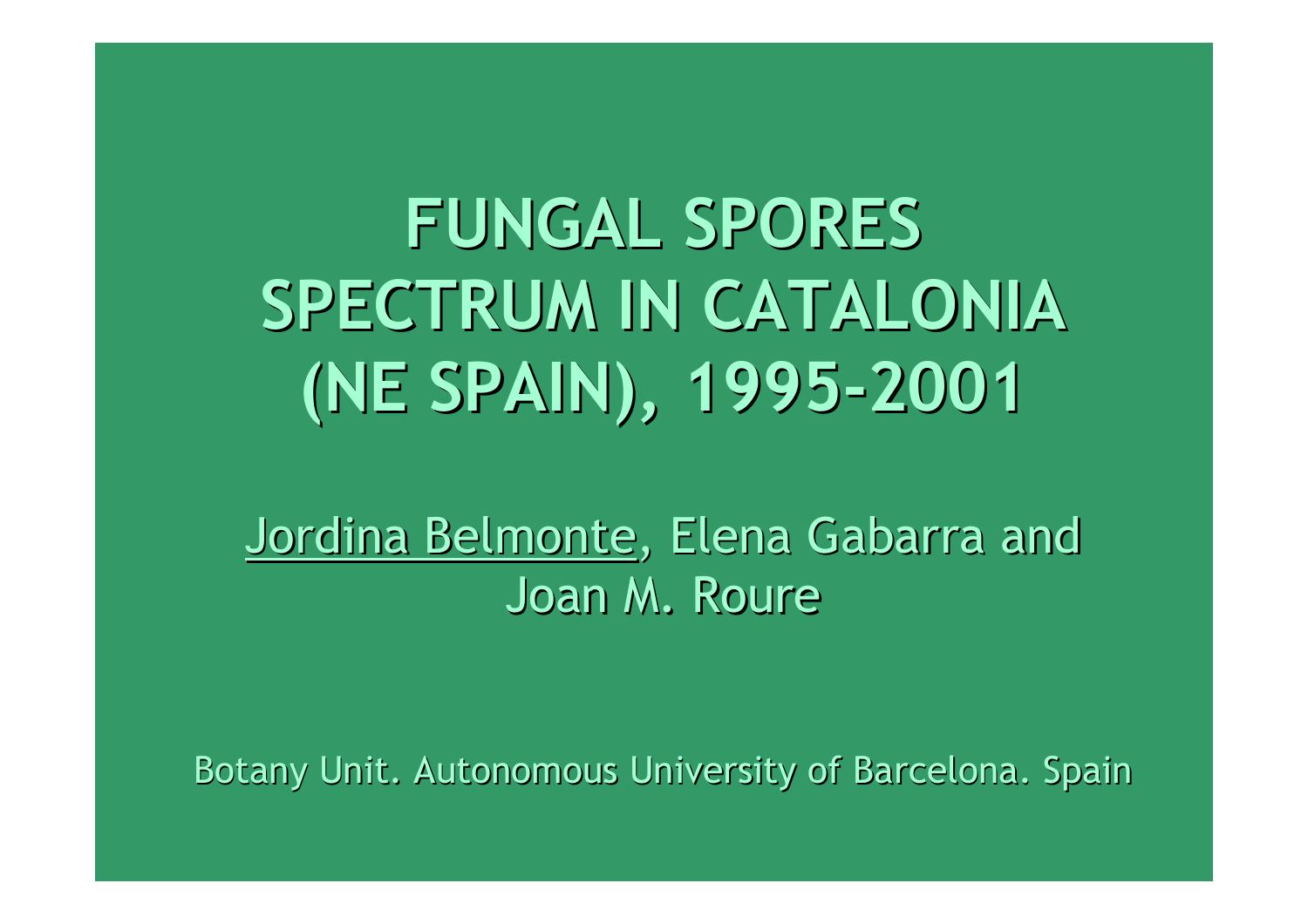# FUNGAL SPORES SPECTRUM IN CATALONIA (NE SPAIN), 1995-2001

Jordina Belmonte, Elena Gabarra and Joan M. Roure

Botany Unit. Autonomous University of Barcelona. Spain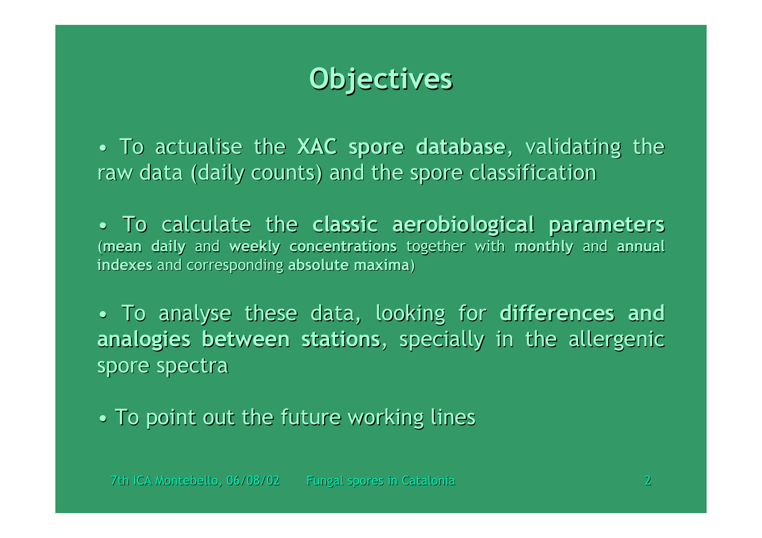# Objectives

- To actualise the **XAC spore database**, validating the raw data (daily counts) and the spore classification

- To calculate the **classic aerobiological parameters** (**mean daily** and **weekly concentrations** together with **monthly** and **annual indexes** and corresponding **absolute maxima**)

- To analyse these data, looking for **differences and analogies between stations**, specially in the allergenic spore spectra

- To point out the future working lines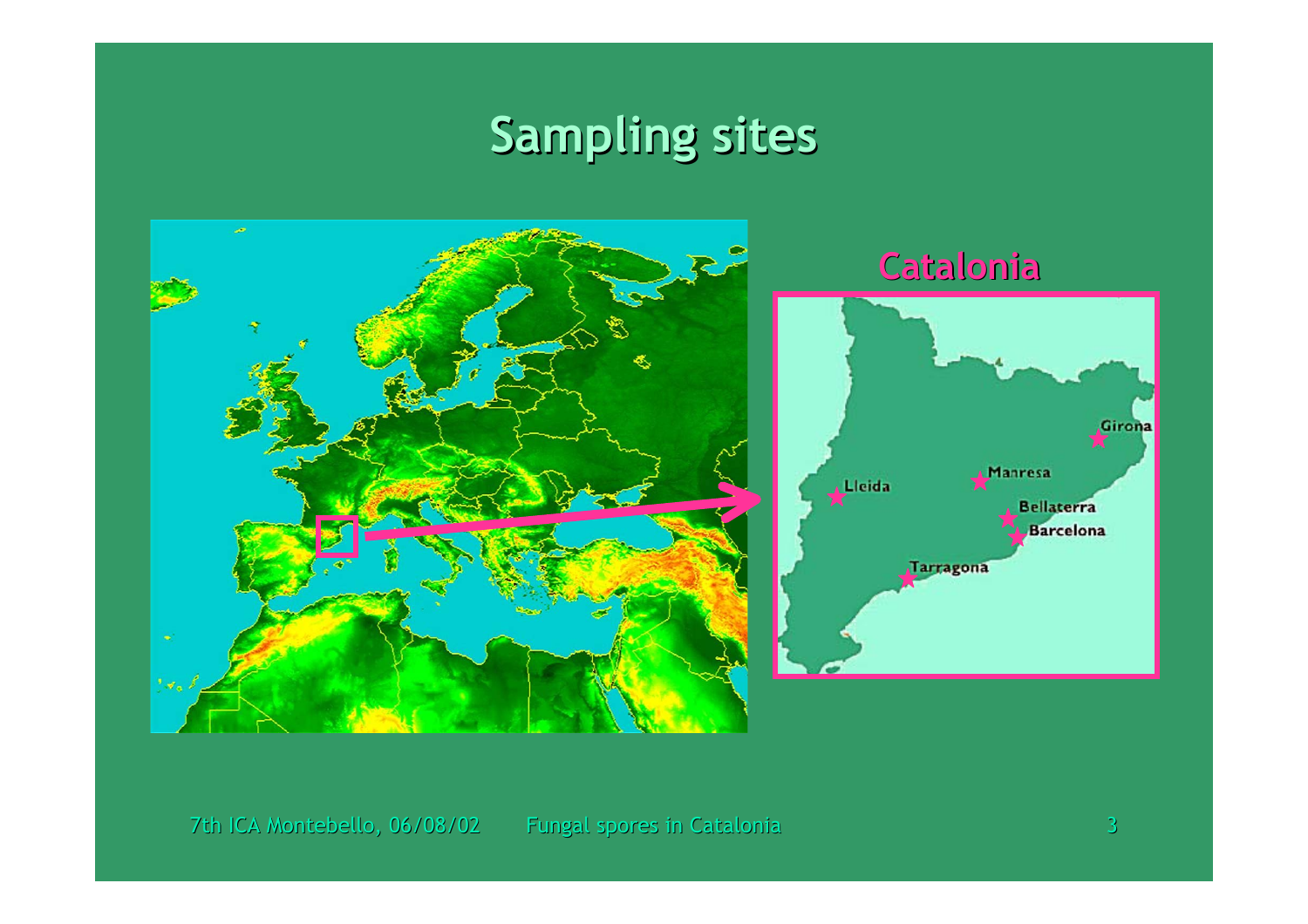# Sampling sites

Catalonia

Girona

Manresa

Lleida

Bellaterra

Barcelona

Tarragona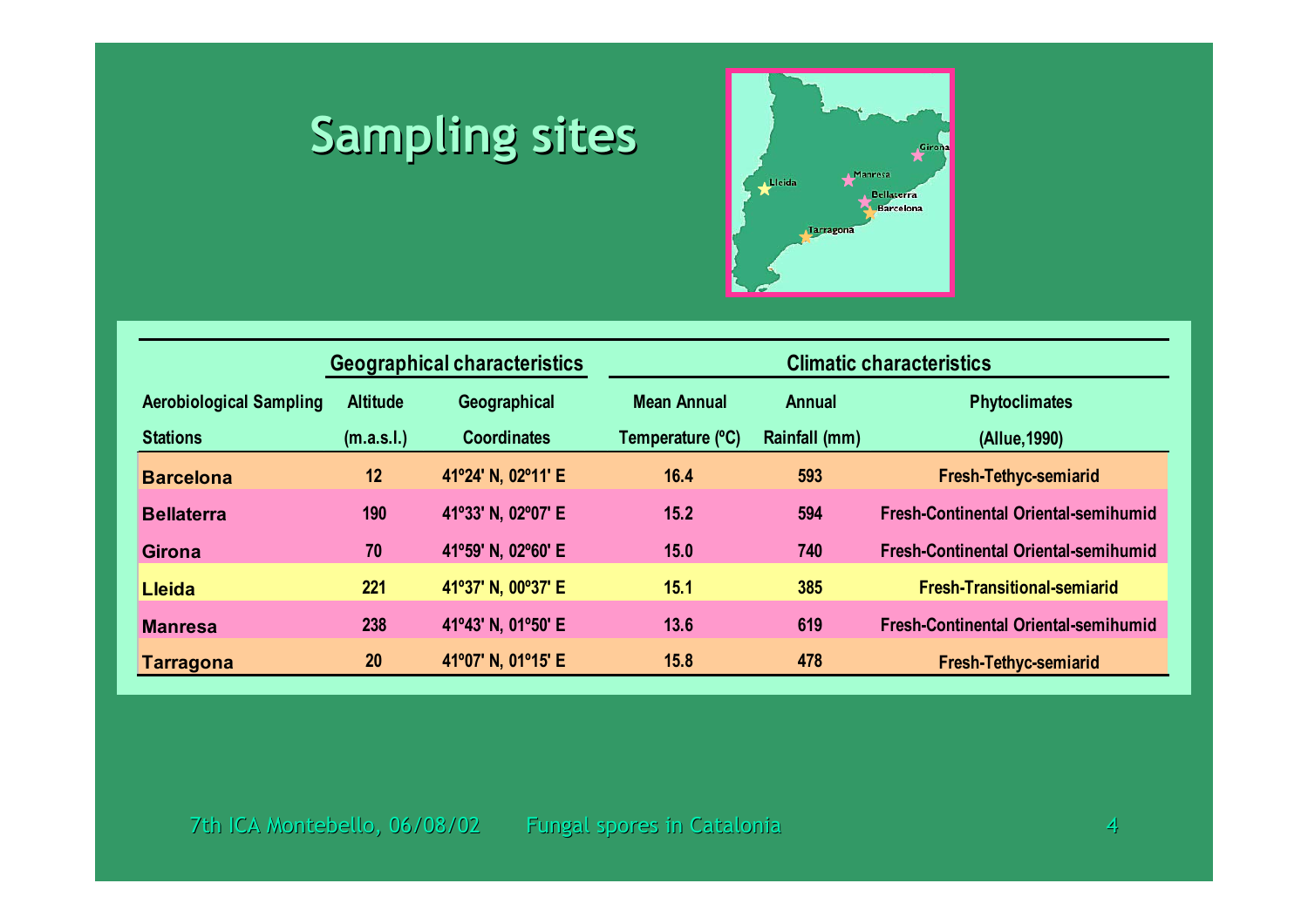# Sampling sites

| Aerobiological Sampling Stations | Geographical characteristics | | Climatic characteristics | | |
|---|---|---|---|---|---|
| | Altitude (m.a.s.l.) | Geographical Coordinates | Mean Annual Temperature (ºC) | Annual Rainfall (mm) | Phytoclimates (Allue,1990) |
| Barcelona | 12 | 41º24' N, 02º11' E | 16.4 | 593 | Fresh-Tethyc-semiarid |
| Bellaterra | 190 | 41º33' N, 02º07' E | 15.2 | 594 | Fresh-Continental Oriental-semihumid |
| Girona | 70 | 41º59' N, 02º60' E | 15.0 | 740 | Fresh-Continental Oriental-semihumid |
| Lleida | 221 | 41º37' N, 00º37' E | 15.1 | 385 | Fresh-Transitional-semiarid |
| Manresa | 238 | 41º43' N, 01º50' E | 13.6 | 619 | Fresh-Continental Oriental-semihumid |
| Tarragona | 20 | 41º07' N, 01º15' E | 15.8 | 478 | Fresh-Tethyc-semiarid |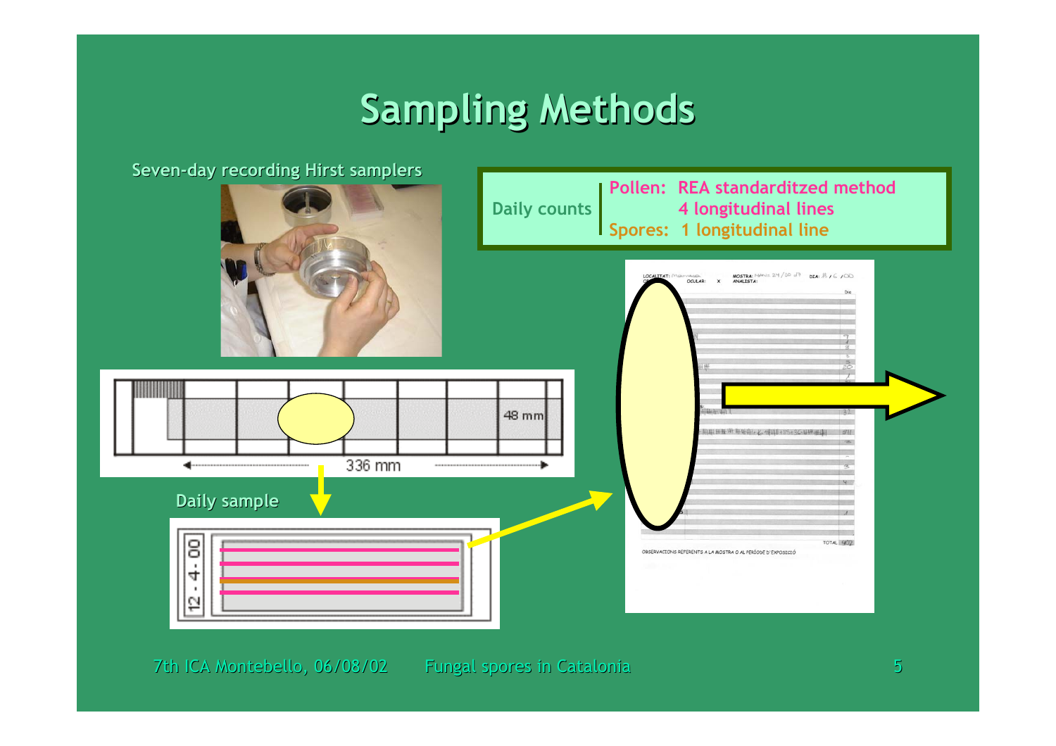# Sampling Methods

Seven-day recording Hirst samplers

| Daily counts | Pollen: REA standarditzed method 4 longitudinal lines |
| --- | --- |
| | Spores: 1 longitudinal line |

48 mm

336 mm

Daily sample

12 - 4 - 00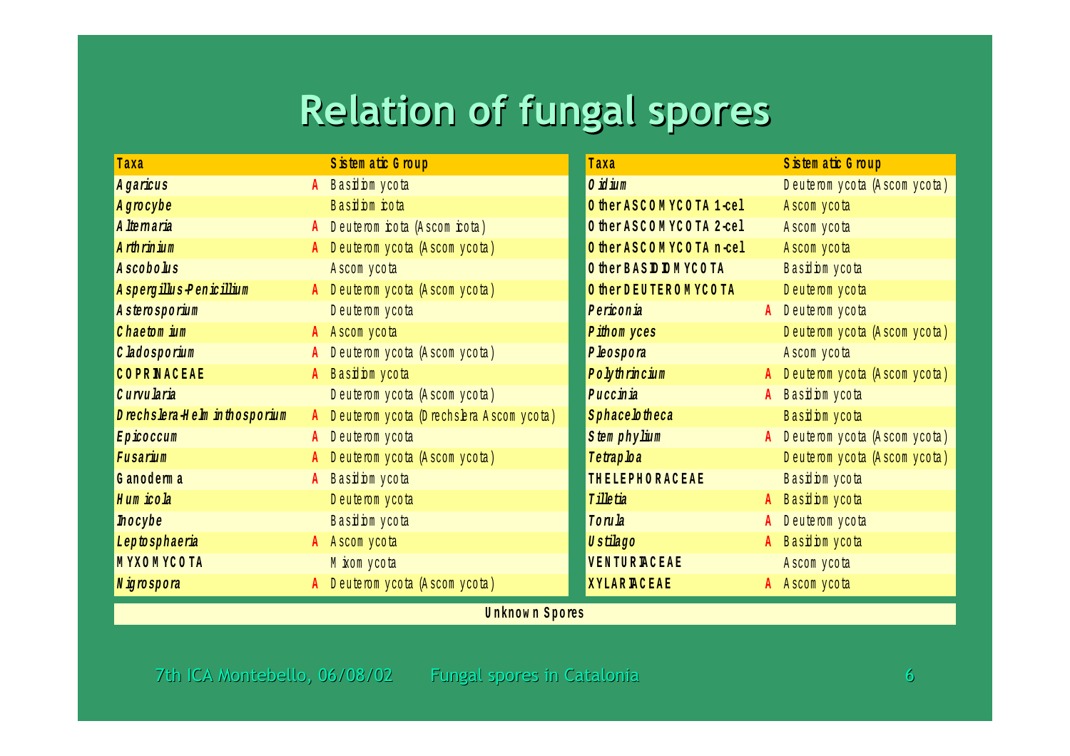# Relation of fungal spores

| Taxa | | Sistematic Group |
|---|---|---|
| *Agaricus* | A | Basidiomycota |
| *Agrocybe* | | Basidiomicota |
| *Alternaria* | A | Deuteromicota (Ascomicota) |
| *Arthrinium* | A | Deuteromycota (Ascomycota) |
| *Ascobolus* | | Ascomycota |
| *Aspergillus-Penicillium* | A | Deuteromycota (Ascomycota) |
| *Asterosporium* | | Deuteromycota |
| *Chaetomium* | A | Ascomycota |
| *Cladosporium* | A | Deuteromycota (Ascomycota) |
| COPRINACEAE | A | Basidiomycota |
| *Curvularia* | | Deuteromycota (Ascomycota) |
| *Drechslera-Helminthosporium* | A | Deuteromycota (Drechslera Ascomycota) |
| *Epicoccum* | A | Deuteromycota |
| *Fusarium* | A | Deuteromycota (Ascomycota) |
| Ganoderma | A | Basidiomycota |
| *Humicola* | | Deuteromycota |
| *Inocybe* | | Basidiomycota |
| *Leptosphaeria* | A | Ascomycota |
| MYXOMYCOTA | | Mixomycota |
| *Nigrospora* | A | Deuteromycota (Ascomycota) |
| *Oidium* | | Deuteromycota (Ascomycota) |
| Other ASCOMYCOTA 1-cel | | Ascomycota |
| Other ASCOMYCOTA 2-cel | | Ascomycota |
| Other ASCOMYCOTA n-cel | | Ascomycota |
| Other BASIDIOMYCOTA | | Basidiomycota |
| Other DEUTEROMYCOTA | | Deuteromycota |
| *Periconia* | A | Deuteromycota |
| *Pithomyces* | | Deuteromycota (Ascomycota) |
| *Pleospora* | | Ascomycota |
| *Polythrincium* | A | Deuteromycota (Ascomycota) |
| *Puccinia* | A | Basidiomycota |
| *Sphacelotheca* | | Basidiomycota |
| *Stemphylium* | A | Deuteromycota (Ascomycota) |
| *Tetraploa* | | Deuteromycota (Ascomycota) |
| THELEPHORACEAE | | Basidiomycota |
| *Tilletia* | A | Basidiomycota |
| *Torula* | A | Deuteromycota |
| *Ustilago* | A | Basidiomycota |
| VENTURIACEAE | | Ascomycota |
| XYLARIACEAE | A | Ascomycota |
| Unknown Spores | | |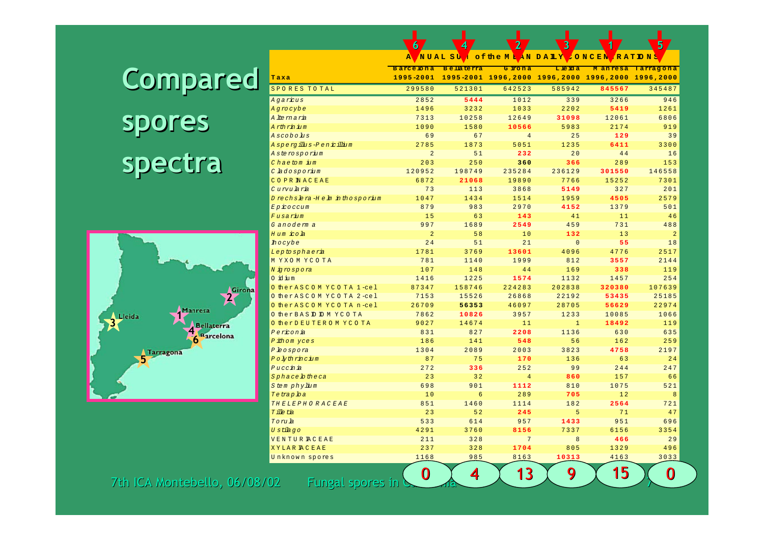# Compared spores spectra

**ANNUAL SUM of the MEAN DAILY CONCENTRATIONS**

| | 6 | 4 | 2 | 3 | 1 | 5 |
|---|---|---|---|---|---|---|
| **Taxa** | **Barcelona 1995-2001** | **Bellaterra 1995-2001** | **Girona 1996,2000** | **Lleida 1996,2000** | **Manresa 1996,2000** | **Tarragona 1996,2000** |
| SPORES TOTAL | 299580 | 521301 | 642523 | 585942 | **845567** | 345487 |
| *Agaricus* | 2852 | **5444** | 1012 | 339 | 3266 | 946 |
| *Agrocybe* | 1496 | 3232 | 1033 | 2202 | **5419** | 1261 |
| *Alternaria* | 7313 | 10258 | 12649 | **31098** | 12061 | 6806 |
| *Arthrinium* | 1090 | 1580 | **10566** | 5983 | 2174 | 919 |
| *Ascobolus* | 69 | 67 | 4 | 25 | **129** | 39 |
| *Aspergillus-Penicillium* | 2785 | 1873 | 5051 | 1235 | **6411** | 3300 |
| *Asterosporium* | 2 | 51 | **232** | 20 | 44 | 16 |
| *Chaetomium* | 203 | 250 | **360** | **366** | 289 | 153 |
| *Cladosporium* | 120952 | 198749 | 235284 | 236129 | **301550** | 146558 |
| COPRINACEAE | 6872 | **21068** | 19890 | 7766 | 15252 | 7301 |
| *Curvularia* | 73 | 113 | 3868 | **5149** | 327 | 201 |
| *Drechslera-Helminthosporium* | 1047 | 1434 | 1514 | 1959 | **4505** | 2579 |
| *Epicoccum* | 879 | 983 | 2970 | **4152** | 1379 | 501 |
| *Fusarium* | 15 | 63 | **143** | 41 | 11 | 46 |
| *Ganoderma* | 997 | 1689 | **2549** | 459 | 731 | 488 |
| *Humicola* | 2 | 58 | 10 | **132** | 13 | 2 |
| *Inocybe* | 24 | 51 | 21 | 0 | **55** | 18 |
| *Leptosphaeria* | 1781 | 3769 | **13601** | 4096 | 4776 | 2517 |
| MYXOMYCOTA | 781 | 1140 | 1999 | 812 | **3557** | 2144 |
| *Nigrospora* | 107 | 148 | 44 | 169 | **338** | 119 |
| *Oidium* | 1416 | 1225 | **1574** | 1132 | 1457 | 254 |
| Other ASCOMYCOTA 1-cel | 87347 | 158746 | 224283 | 202838 | **320380** | 107639 |
| Other ASCOMYCOTA 2-cel | 7153 | 15526 | 26868 | 22192 | **53435** | 25185 |
| Other ASCOMYCOTA n-cel | 26709 | **56353** | 46097 | 28705 | **56629** | 22974 |
| Other BASIDIOMYCOTA | 7862 | **10826** | 3957 | 1233 | 10085 | 1066 |
| Other DEUTEROMYCOTA | 9027 | 14674 | 11 | 1 | **18492** | 119 |
| *Periconia* | 831 | 827 | **2208** | 1136 | 630 | 635 |
| *Pithomyces* | 186 | 141 | **548** | 56 | 162 | 259 |
| *Pleospora* | 1304 | 2089 | 2003 | 3823 | **4758** | 2197 |
| *Polythrincium* | 87 | 75 | **170** | 136 | 63 | 24 |
| *Puccinia* | 272 | **336** | 252 | 99 | 244 | 247 |
| *Sphacelotheca* | 23 | 32 | 4 | **860** | 157 | 66 |
| *Stemphylium* | 698 | 901 | **1112** | 810 | 1075 | 521 |
| *Tetraploa* | 10 | 6 | 289 | **705** | 12 | 8 |
| THELEPHORACEAE | 851 | 1460 | 1114 | 182 | **2564** | 721 |
| *Tilletia* | 23 | 52 | **245** | 5 | 71 | 47 |
| *Torula* | 533 | 614 | 957 | **1433** | 951 | 696 |
| *Ustilago* | 4291 | 3760 | **8156** | 7337 | 6156 | 3354 |
| VENTURIACEAE | 211 | 328 | 7 | 8 | **466** | 29 |
| XYLARIACEAE | 237 | 328 | **1704** | 805 | 1329 | 496 |
| Unknown spores | 1168 | 985 | 8163 | **10313** | 4163 | 3033 |
| | **0** | **4** | **13** | **9** | **15** | **0** |

Map labels: 1 Manresa, 2 Girona, 3 Lleida, 4 Bellaterra, 5 Tarragona, 6 Barcelona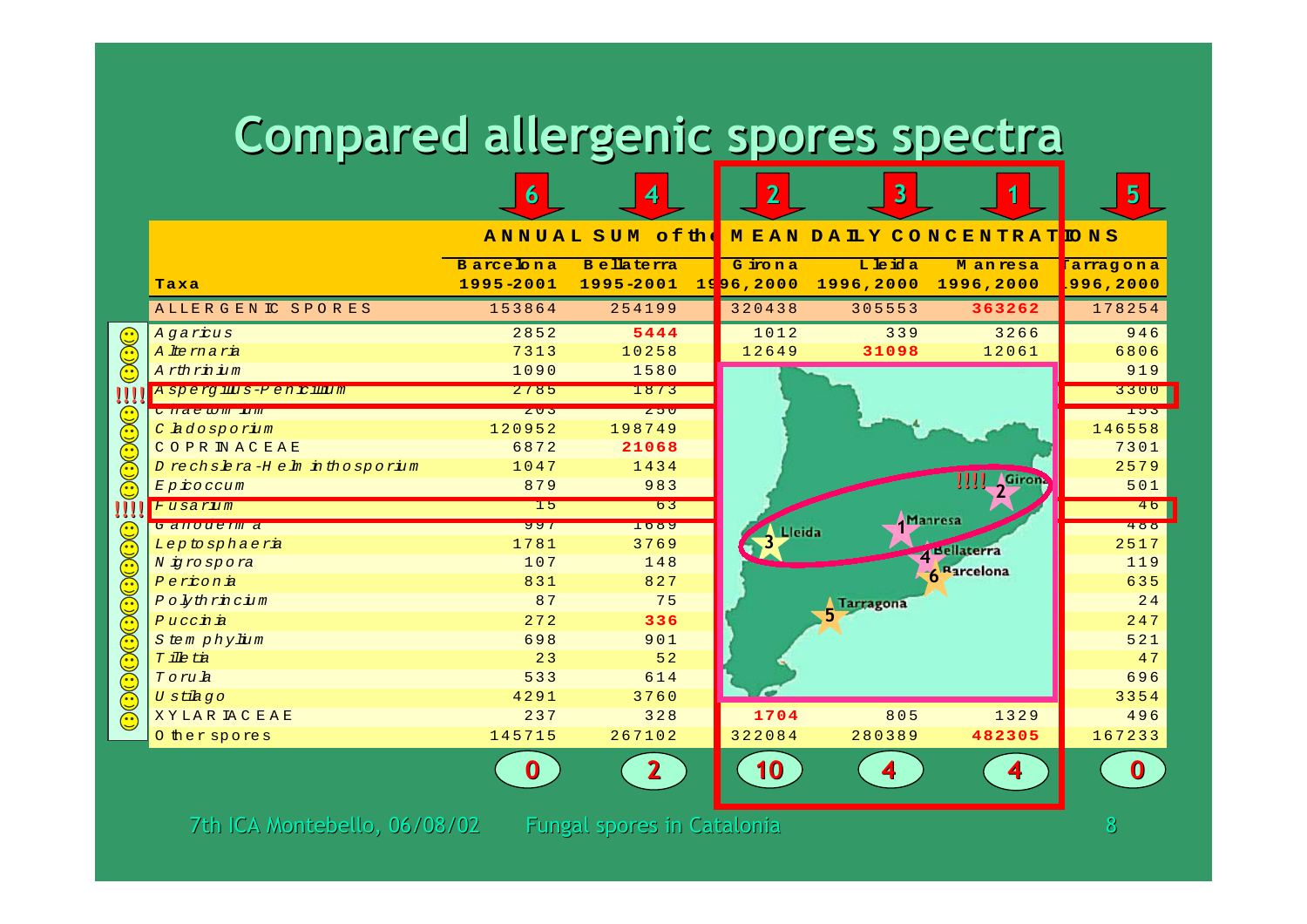# Compared allergenic spores spectra

| | 6 | 4 | 2 | 3 | 1 | 5 |
|---|---|---|---|---|---|---|
| | ANNUAL SUM of the MEAN DAILY CONCENTRATIONS | | | | | |
| Taxa | Barcelona 1995-2001 | Bellaterra 1995-2001 | Girona 1996,2000 | Lleida 1996,2000 | Manresa 1996,2000 | Tarragona 1996,2000 |
| ALLERGENIC SPORES | 153864 | 254199 | 320438 | 305553 | **363262** | 178254 |
| *Agaricus* | 2852 | **5444** | 1012 | 339 | 3266 | 946 |
| *Alternaria* | 7313 | 10258 | 12649 | **31098** | 12061 | 6806 |
| *Arthrinium* | 1090 | 1580 | | | | 919 |
| *Aspergillus-Penicillium* | 2785 | 1873 | | | | 3300 |
| *Chaetomium* | 203 | 250 | | | | 153 |
| *Cladosporium* | 120952 | 198749 | | | | 146558 |
| COPRINACEAE | 6872 | **21068** | | | | 7301 |
| *Drechslera-Helminthosporium* | 1047 | 1434 | | | | 2579 |
| *Epicoccum* | 879 | 983 | | | | 501 |
| *Fusarium* | 15 | 63 | | | | 46 |
| *Ganoderma* | 997 | 1689 | | | | 488 |
| *Leptosphaeria* | 1781 | 3769 | | | | 2517 |
| *Nigrospora* | 107 | 148 | | | | 119 |
| *Periconia* | 831 | 827 | | | | 635 |
| *Polythrincium* | 87 | 75 | | | | 24 |
| *Puccinia* | 272 | **336** | | | | 247 |
| *Stemphylium* | 698 | 901 | | | | 521 |
| *Tilletia* | 23 | 52 | | | | 47 |
| *Torula* | 533 | 614 | | | | 696 |
| *Ustilago* | 4291 | 3760 | | | | 3354 |
| XYLARIACEAE | 237 | 328 | **1704** | 805 | 1329 | 496 |
| Other spores | 145715 | 267102 | 322084 | 280389 | **482305** | 167233 |
| | 0 | 2 | 10 | 4 | 4 | 0 |

Map labels: 1 Manresa, 2 Girona, 3 Lleida, 4 Bellaterra, 5 Tarragona, 6 Barcelona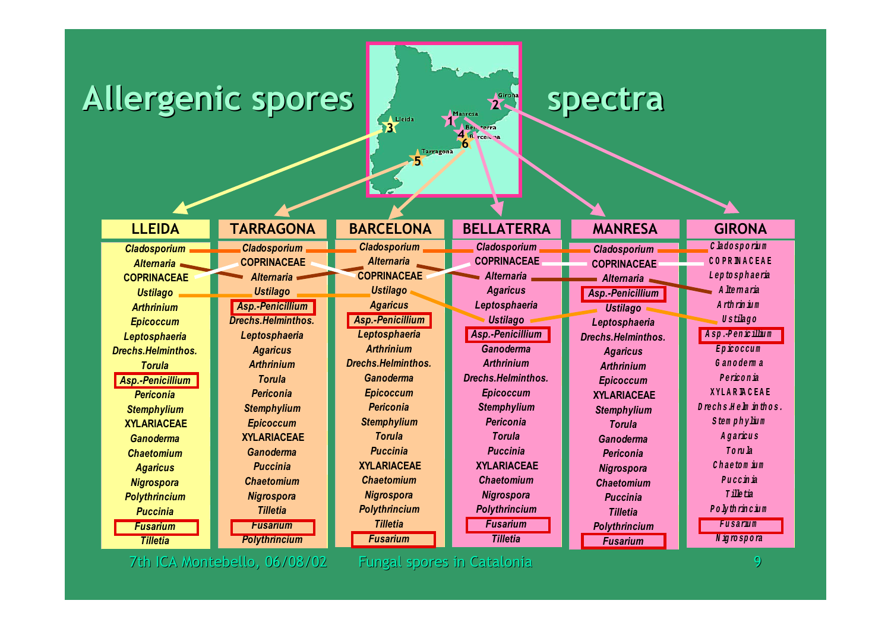# Allergenic spores spectra

| LLEIDA | TARRAGONA | BARCELONA | BELLATERRA | MANRESA | GIRONA |
|---|---|---|---|---|---|
| *Cladosporium* | *Cladosporium* | *Cladosporium* | *Cladosporium* | *Cladosporium* | *Cladosporium* |
| *Alternaria* | COPRINACEAE | *Alternaria* | COPRINACEAE | COPRINACEAE | COPRINACEAE |
| COPRINACEAE | *Alternaria* | COPRINACEAE | *Alternaria* | *Alternaria* | *Leptosphaeria* |
| *Ustilago* | *Ustilago* | *Ustilago* | *Agaricus* | *Asp.-Penicillium* | *Alternaria* |
| *Arthrinium* | *Asp.-Penicillium* | *Agaricus* | *Leptosphaeria* | *Ustilago* | *Arthrinium* |
| *Epicoccum* | *Drechs.Helminthos.* | *Asp.-Penicillium* | *Ustilago* | *Leptosphaeria* | *Ustilago* |
| *Leptosphaeria* | *Leptosphaeria* | *Leptosphaeria* | *Asp.-Penicillium* | *Drechs.Helminthos.* | *Asp.-Penicillium* |
| *Drechs.Helminthos.* | *Agaricus* | *Arthrinium* | *Ganoderma* | *Agaricus* | *Epicoccum* |
| *Torula* | *Arthrinium* | *Drechs.Helminthos.* | *Arthrinium* | *Arthrinium* | *Ganoderma* |
| *Asp.-Penicillium* | *Torula* | *Ganoderma* | *Drechs.Helminthos.* | *Epicoccum* | *Periconia* |
| *Periconia* | *Periconia* | *Epicoccum* | *Epicoccum* | XYLARIACEAE | XYLARIACEAE |
| *Stemphylium* | *Stemphylium* | *Periconia* | *Stemphylium* | *Stemphylium* | *Drechs.Helminthos.* |
| XYLARIACEAE | *Epicoccum* | *Stemphylium* | *Periconia* | *Torula* | *Stemphylium* |
| *Ganoderma* | XYLARIACEAE | *Torula* | *Torula* | *Ganoderma* | *Agaricus* |
| *Chaetomium* | *Ganoderma* | *Puccinia* | *Puccinia* | *Periconia* | *Torula* |
| *Agaricus* | *Puccinia* | XYLARIACEAE | XYLARIACEAE | *Nigrospora* | *Chaetomium* |
| *Nigrospora* | *Chaetomium* | *Chaetomium* | *Chaetomium* | *Chaetomium* | *Puccinia* |
| *Polythrincium* | *Nigrospora* | *Nigrospora* | *Nigrospora* | *Puccinia* | *Tilletia* |
| *Puccinia* | *Tilletia* | *Polythrincium* | *Polythrincium* | *Tilletia* | *Polythrincium* |
| *Fusarium* | *Fusarium* | *Tilletia* | *Fusarium* | *Polythrincium* | *Fusarium* |
| *Tilletia* | *Polythrincium* | *Fusarium* | *Tilletia* | *Fusarium* | *Nigrospora* |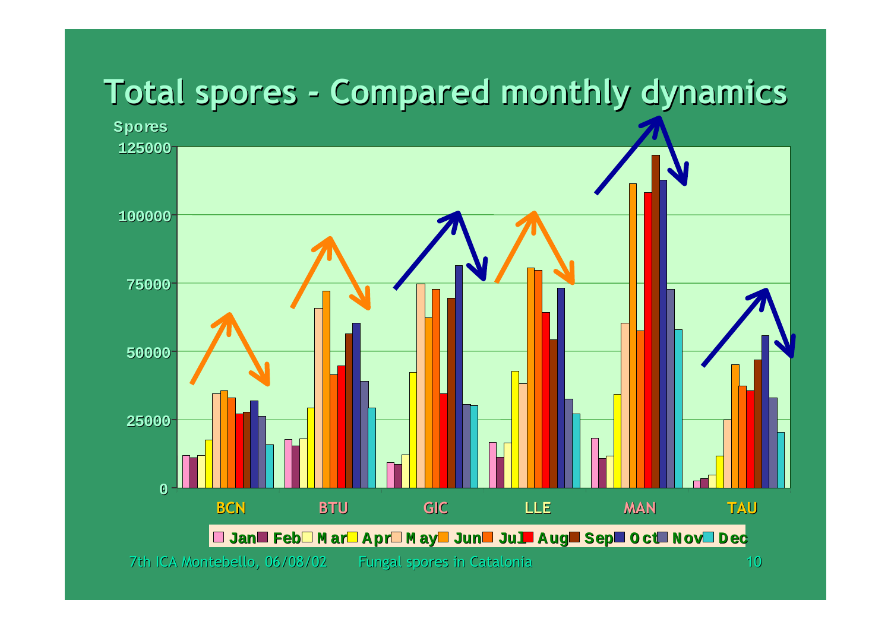# Total spores - Compared monthly dynamics

Spores

125000

100000

75000

50000

25000

0

BCN BTU GIC LLE MAN TAU

Jan Feb Mar Apr May Jun Jul Aug Sep Oct Nov Dec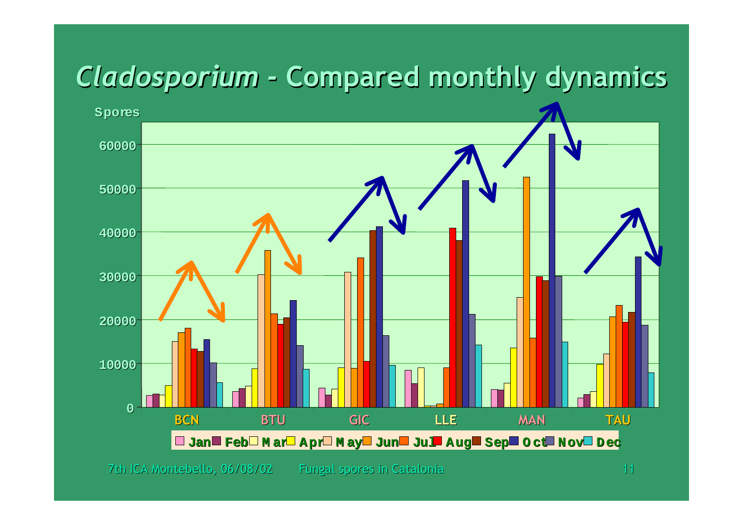# *Cladosporium* - Compared monthly dynamics

Spores

60000
50000
40000
30000
20000
10000
0

BCN BTU GIC LLE MAN TAU

Jan Feb Mar Apr May Jun Jul Aug Sep Oct Nov Dec

7th ICA Montebello, 06/08/02 Fungal spores in Catalonia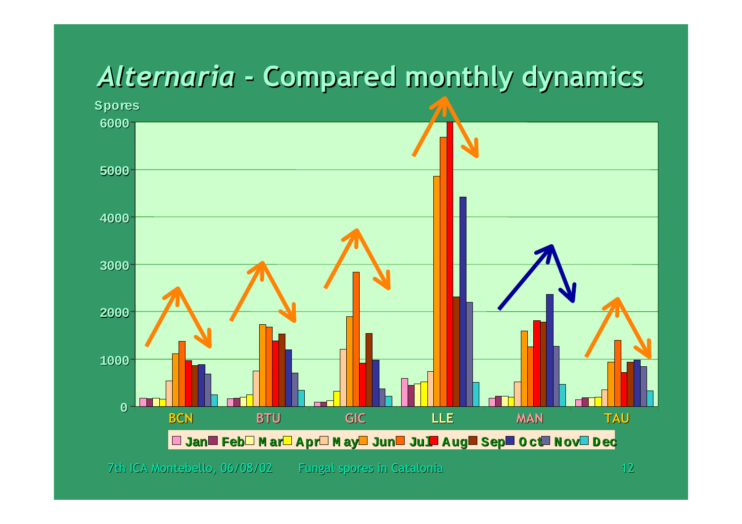# *Alternaria* - Compared monthly dynamics

Spores

6000

5000

4000

3000

2000

1000

0

BCN BTU GIC LLE MAN TAU

Jan Feb Mar Apr May Jun Jul Aug Sep Oct Nov Dec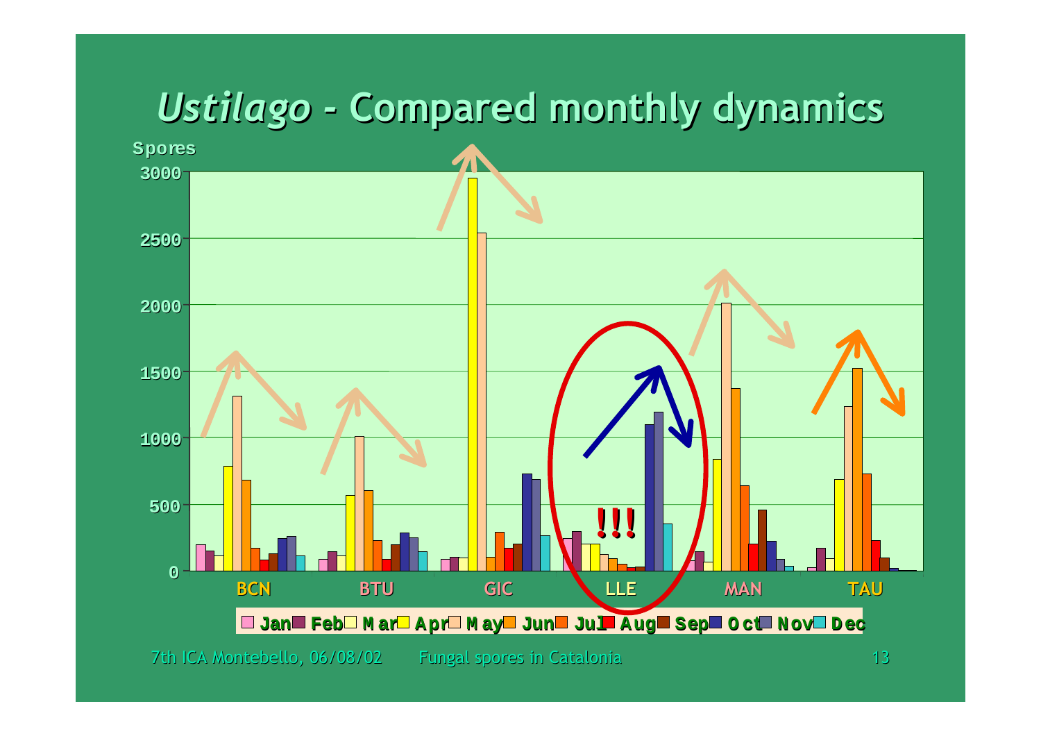# *Ustilago* - Compared monthly dynamics

Spores

3000

2500

2000

1500

1000

500

0

!!!

BCN BTU GIC LLE MAN TAU

Jan Feb Mar Apr May Jun Jul Aug Sep Oct Nov Dec

7th ICA Montebello, 06/08/02 Fungal spores in Catalonia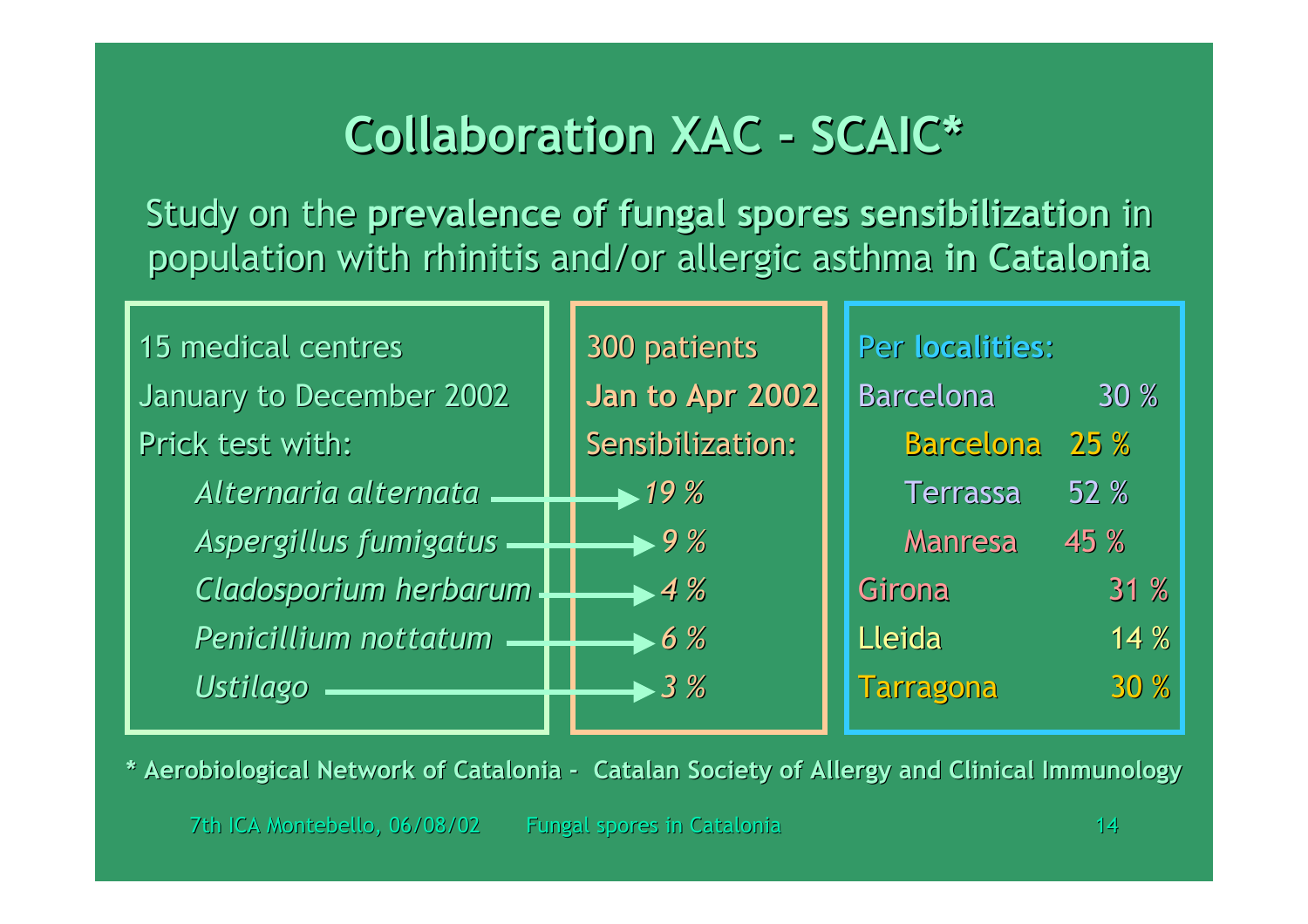# Collaboration XAC - SCAIC*

Study on the **prevalence of fungal spores sensibilization** in population with rhinitis and/or allergic asthma **in Catalonia**

15 medical centres

January to December 2002

Prick test with:

- *Alternaria alternata* → *19 %*
- *Aspergillus fumigatus* → *9 %*
- *Cladosporium herbarum* → *4 %*
- *Penicillium nottatum* → *6 %*
- *Ustilago* → *3 %*

300 patients

**Jan to Apr 2002**

Sensibilization:

Per **localities:**

| Locality | |
|---|---|
| Barcelona | 30 % |
| Barcelona | 25 % |
| Terrassa | 52 % |
| Manresa | 45 % |
| Girona | 31 % |
| Lleida | 14 % |
| Tarragona | 30 % |

**\* Aerobiological Network of Catalonia - Catalan Society of Allergy and Clinical Immunology**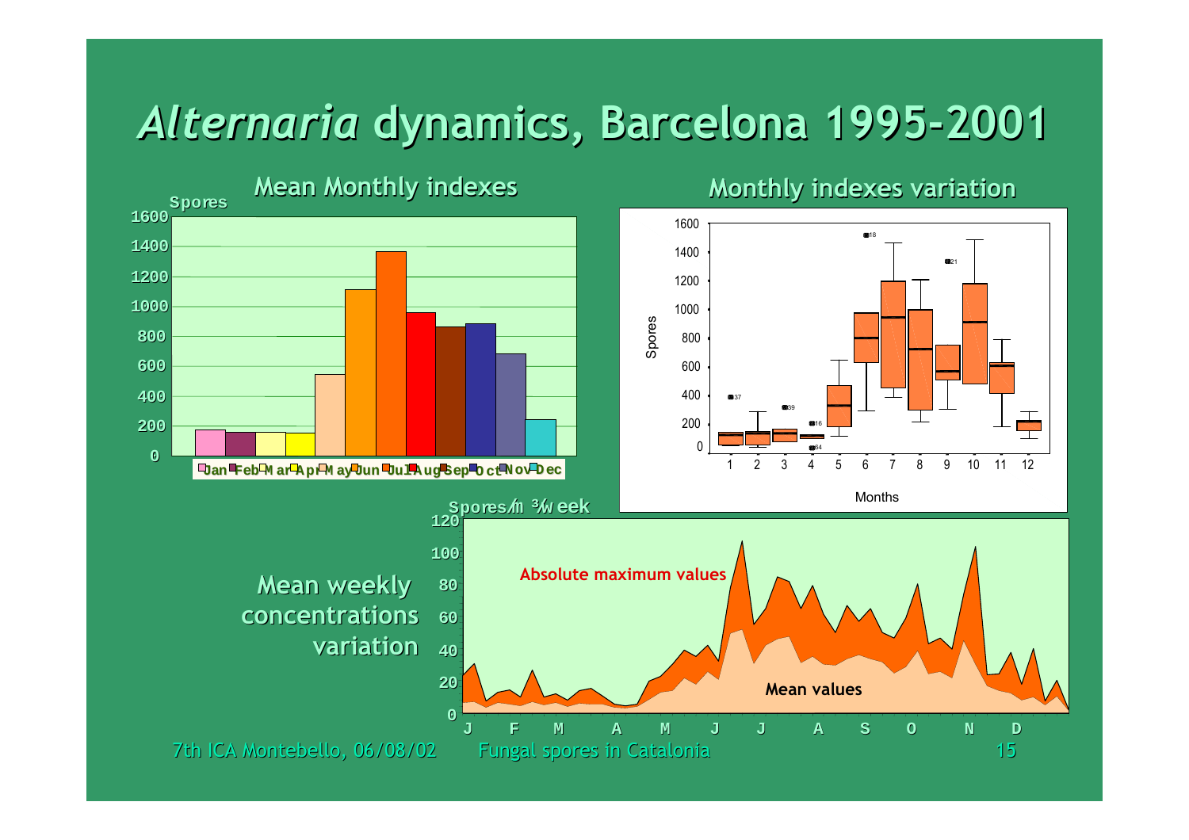# *Alternaria* dynamics, Barcelona 1995-2001

## Mean Monthly indexes

## Monthly indexes variation

Mean weekly concentrations variation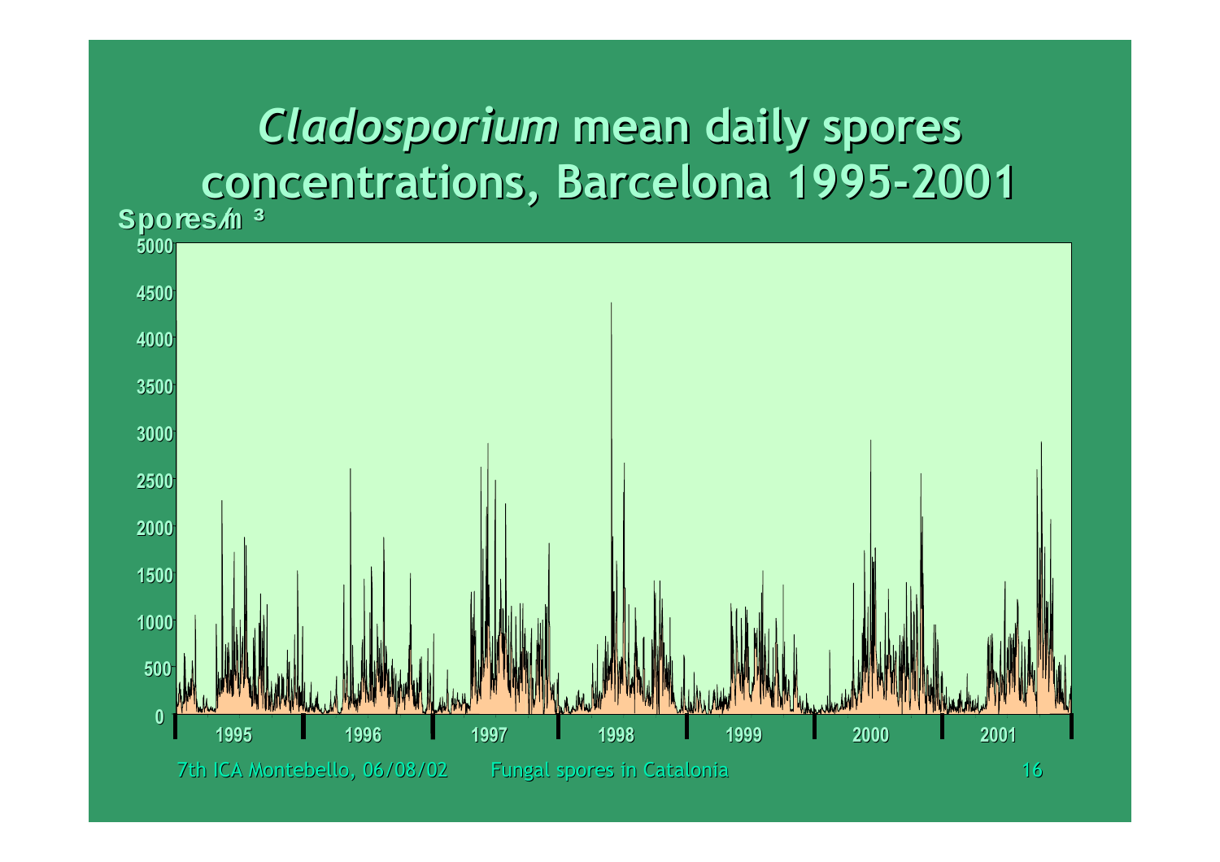# *Cladosporium* mean daily spores concentrations, Barcelona 1995-2001

Spores/m ³

5000
4500
4000
3500
3000
2500
2000
1500
1000
500
0

1995 1996 1997 1998 1999 2000 2001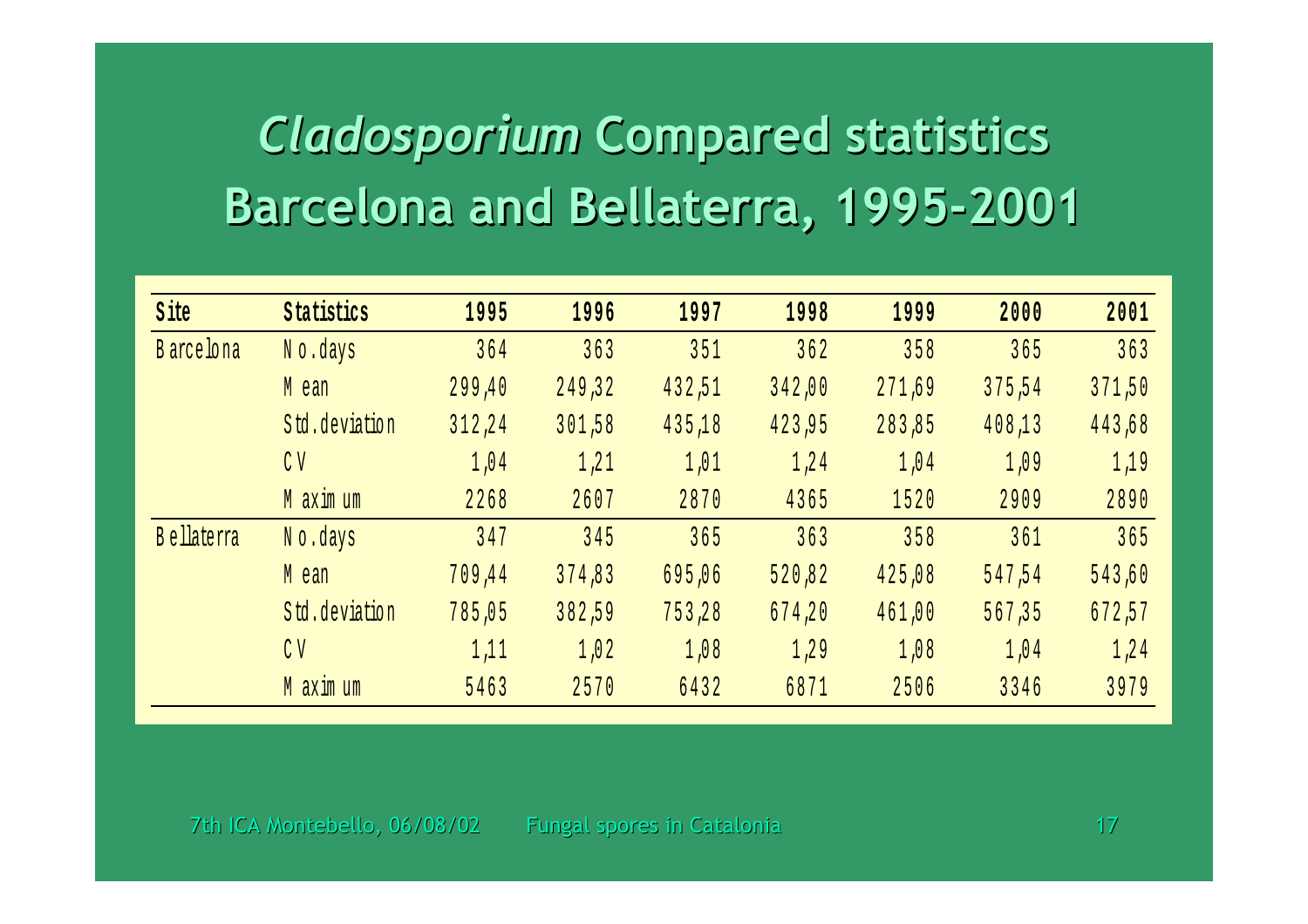# *Cladosporium* Compared statistics Barcelona and Bellaterra, 1995-2001

| Site | Statistics | 1995 | 1996 | 1997 | 1998 | 1999 | 2000 | 2001 |
|---|---|---|---|---|---|---|---|---|
| Barcelona | No.days | 364 | 363 | 351 | 362 | 358 | 365 | 363 |
| | Mean | 299,40 | 249,32 | 432,51 | 342,00 | 271,69 | 375,54 | 371,50 |
| | Std.deviation | 312,24 | 301,58 | 435,18 | 423,95 | 283,85 | 408,13 | 443,68 |
| | CV | 1,04 | 1,21 | 1,01 | 1,24 | 1,04 | 1,09 | 1,19 |
| | Maximum | 2268 | 2607 | 2870 | 4365 | 1520 | 2909 | 2890 |
| Bellaterra | No.days | 347 | 345 | 365 | 363 | 358 | 361 | 365 |
| | Mean | 709,44 | 374,83 | 695,06 | 520,82 | 425,08 | 547,54 | 543,60 |
| | Std.deviation | 785,05 | 382,59 | 753,28 | 674,20 | 461,00 | 567,35 | 672,57 |
| | CV | 1,11 | 1,02 | 1,08 | 1,29 | 1,08 | 1,04 | 1,24 |
| | Maximum | 5463 | 2570 | 6432 | 6871 | 2506 | 3346 | 3979 |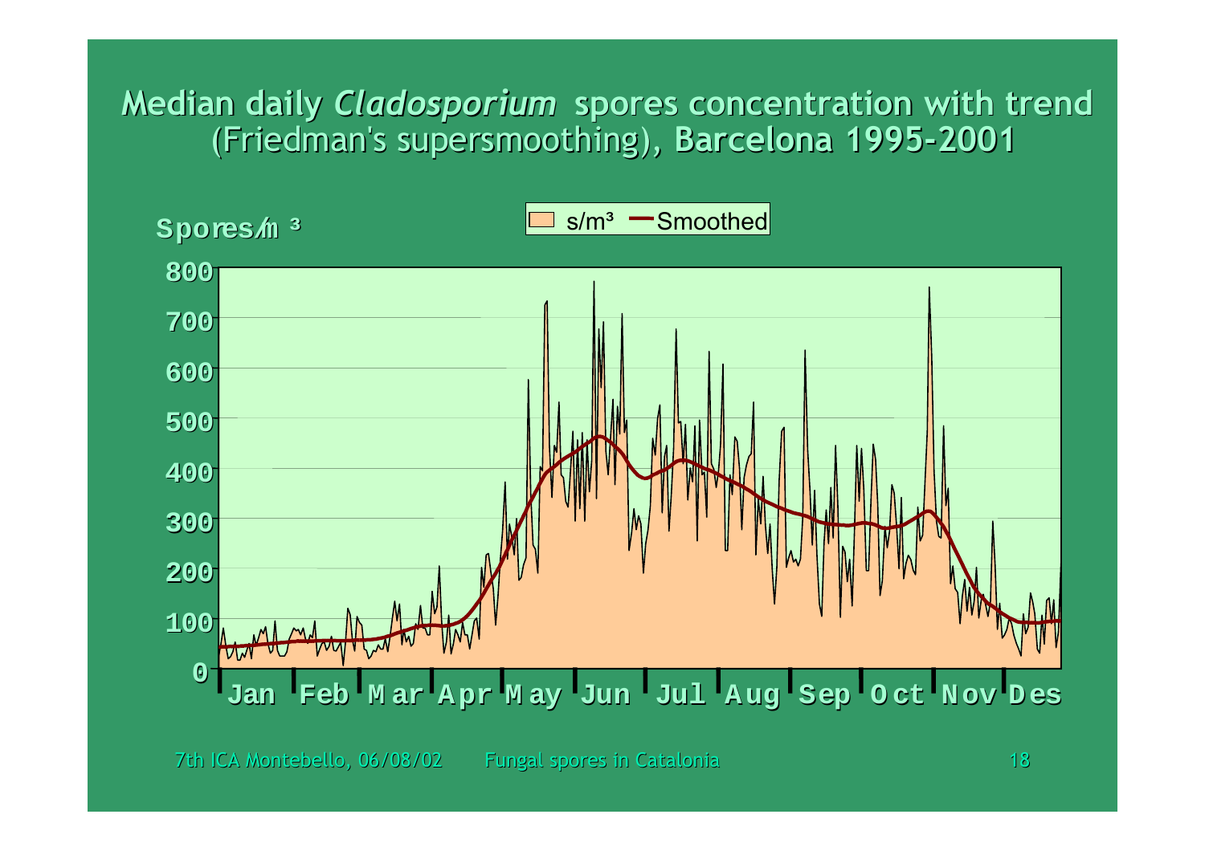# Median daily *Cladosporium* spores concentration with trend (Friedman's supersmoothing), Barcelona 1995-2001

Spores/m ³

s/m³ — Smoothed

800
700
600
500
400
300
200
100
0

Jan Feb Mar Apr May Jun Jul Aug Sep Oct Nov Des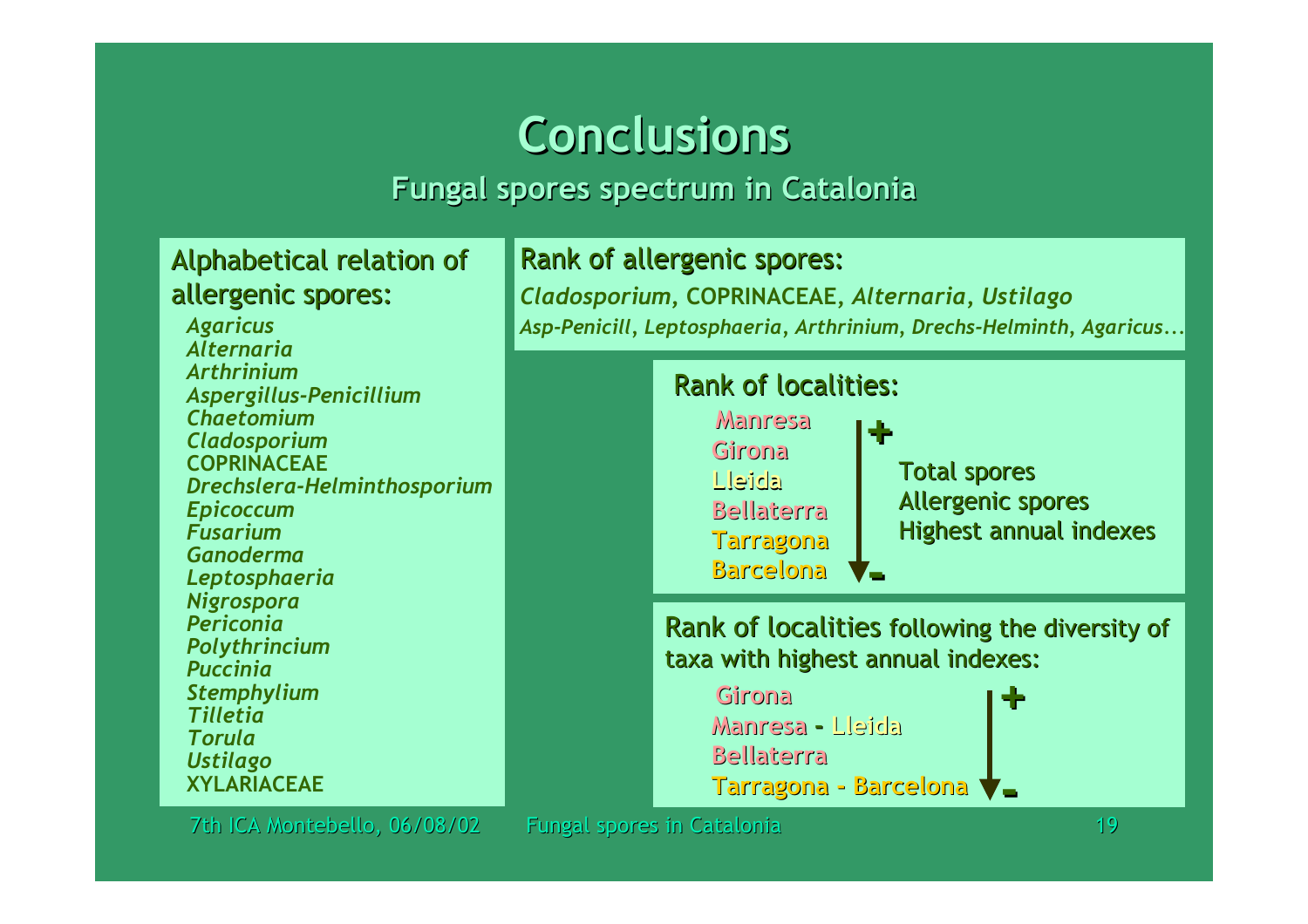# Conclusions

## Fungal spores spectrum in Catalonia

### Alphabetical relation of allergenic spores:

*Agaricus*
*Alternaria*
*Arthrinium*
*Aspergillus-Penicillium*
*Chaetomium*
*Cladosporium*
COPRINACEAE
*Drechslera-Helminthosporium*
*Epicoccum*
*Fusarium*
*Ganoderma*
*Leptosphaeria*
*Nigrospora*
*Periconia*
*Polythrincium*
*Puccinia*
*Stemphylium*
*Tilletia*
*Torula*
*Ustilago*
XYLARIACEAE

### Rank of allergenic spores:

*Cladosporium*, COPRINACEAE, *Alternaria*, *Ustilago*

*Asp-Penicill*, *Leptosphaeria*, *Arthrinium*, *Drechs-Helminth*, *Agaricus*…

### Rank of localities:

(+)
Manresa
Girona
Lleida
Bellaterra
Tarragona
Barcelona
(-)

Total spores
Allergenic spores
Highest annual indexes

### Rank of localities following the diversity of taxa with highest annual indexes:

(+)
Girona
Manresa - Lleida
Bellaterra
Tarragona - Barcelona
(-)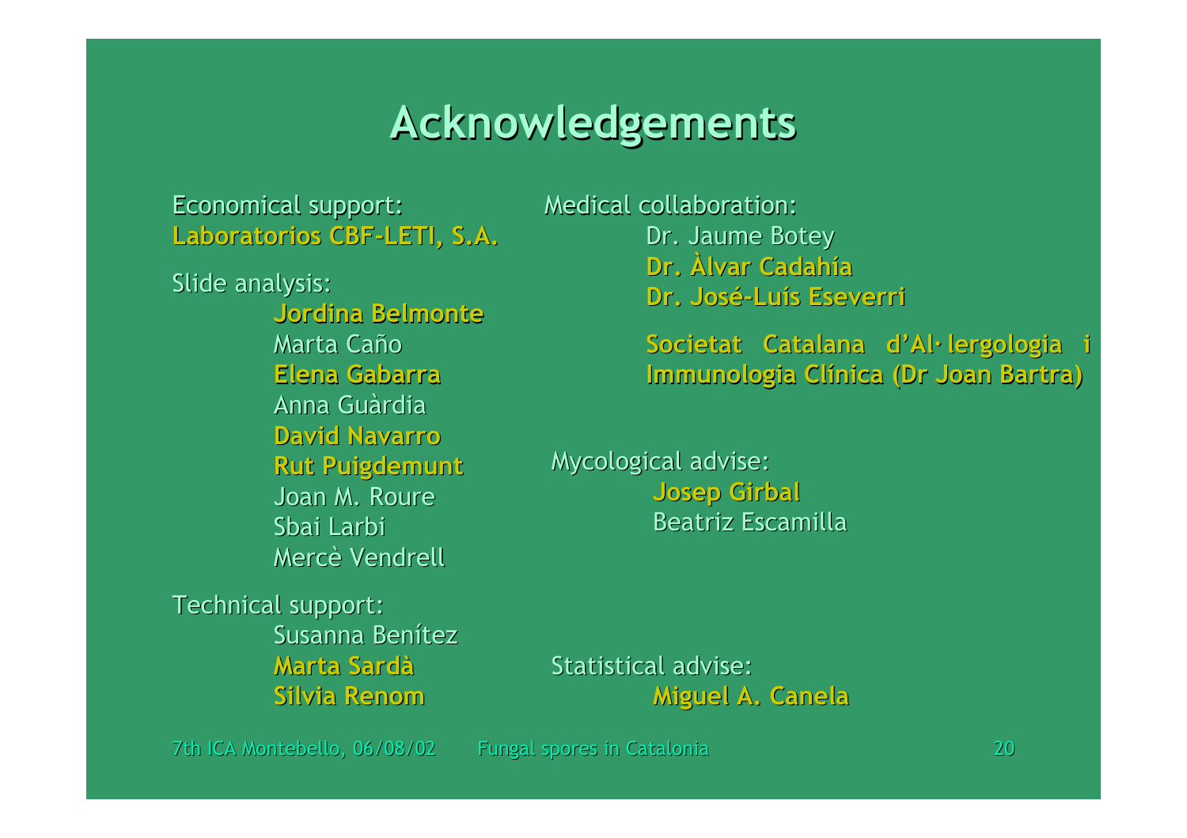# Acknowledgements

Economical support:

**Laboratorios CBF-LETI, S.A.**

Slide analysis:

- **Jordina Belmonte**
- Marta Caño
- **Elena Gabarra**
- Anna Guàrdia
- **David Navarro**
- **Rut Puigdemunt**
- Joan M. Roure
- Sbai Larbi
- Mercè Vendrell

Technical support:

- Susanna Benítez
- **Marta Sardà**
- **Silvia Renom**

Medical collaboration:

- Dr. Jaume Botey
- **Dr. Àlvar Cadahía**
- **Dr. José-Luís Eseverri**

**Societat Catalana d'Al·lergologia i Immunologia Clínica (Dr Joan Bartra)**

Mycological advise:

- **Josep Girbal**
- Beatriz Escamilla

Statistical advise:

- **Miguel A. Canela**